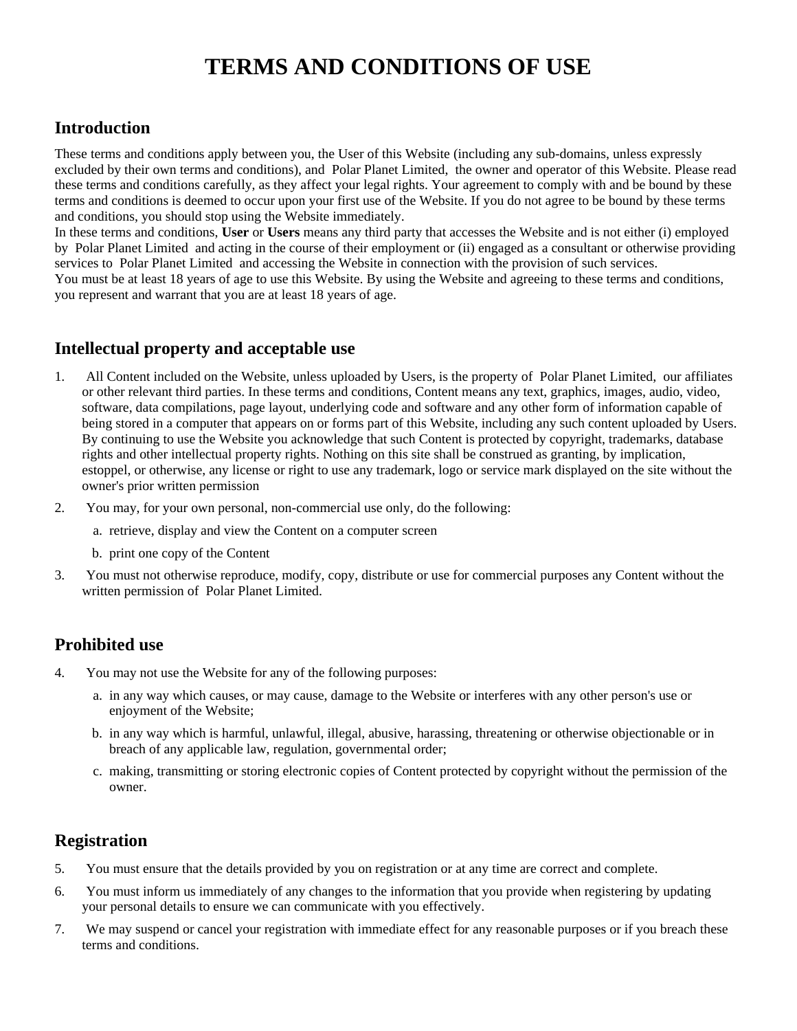# TERMS AND CONDITIONS OF USE

## Introduction

These terms and conditions apply between you, the User of this Website (including any sub-domains, unless expressly excluded by their own terms and conditions), and Polar Planet Limited, the owner and operator of this Website. Please read these terms and conditions carefully, as they affect your legal rights. Your agreement to comply with and be bound by these terms and conditions is deemed to occur upon your first use of the Website. If you do not agree to be bound by these terms and conditions, you should stop using the Website immediately.
In these terms and conditions, **User** or **Users** means any third party that accesses the Website and is not either (i) employed by Polar Planet Limited and acting in the course of their employment or (ii) engaged as a consultant or otherwise providing services to Polar Planet Limited and accessing the Website in connection with the provision of such services.
You must be at least 18 years of age to use this Website. By using the Website and agreeing to these terms and conditions, you represent and warrant that you are at least 18 years of age.

## Intellectual property and acceptable use

1. All Content included on the Website, unless uploaded by Users, is the property of Polar Planet Limited, our affiliates or other relevant third parties. In these terms and conditions, Content means any text, graphics, images, audio, video, software, data compilations, page layout, underlying code and software and any other form of information capable of being stored in a computer that appears on or forms part of this Website, including any such content uploaded by Users. By continuing to use the Website you acknowledge that such Content is protected by copyright, trademarks, database rights and other intellectual property rights. Nothing on this site shall be construed as granting, by implication, estoppel, or otherwise, any license or right to use any trademark, logo or service mark displayed on the site without the owner's prior written permission
2. You may, for your own personal, non-commercial use only, do the following:
   a. retrieve, display and view the Content on a computer screen
   b. print one copy of the Content
3. You must not otherwise reproduce, modify, copy, distribute or use for commercial purposes any Content without the written permission of Polar Planet Limited.

## Prohibited use

4. You may not use the Website for any of the following purposes:
   a. in any way which causes, or may cause, damage to the Website or interferes with any other person's use or enjoyment of the Website;
   b. in any way which is harmful, unlawful, illegal, abusive, harassing, threatening or otherwise objectionable or in breach of any applicable law, regulation, governmental order;
   c. making, transmitting or storing electronic copies of Content protected by copyright without the permission of the owner.

## Registration

5. You must ensure that the details provided by you on registration or at any time are correct and complete.
6. You must inform us immediately of any changes to the information that you provide when registering by updating your personal details to ensure we can communicate with you effectively.
7. We may suspend or cancel your registration with immediate effect for any reasonable purposes or if you breach these terms and conditions.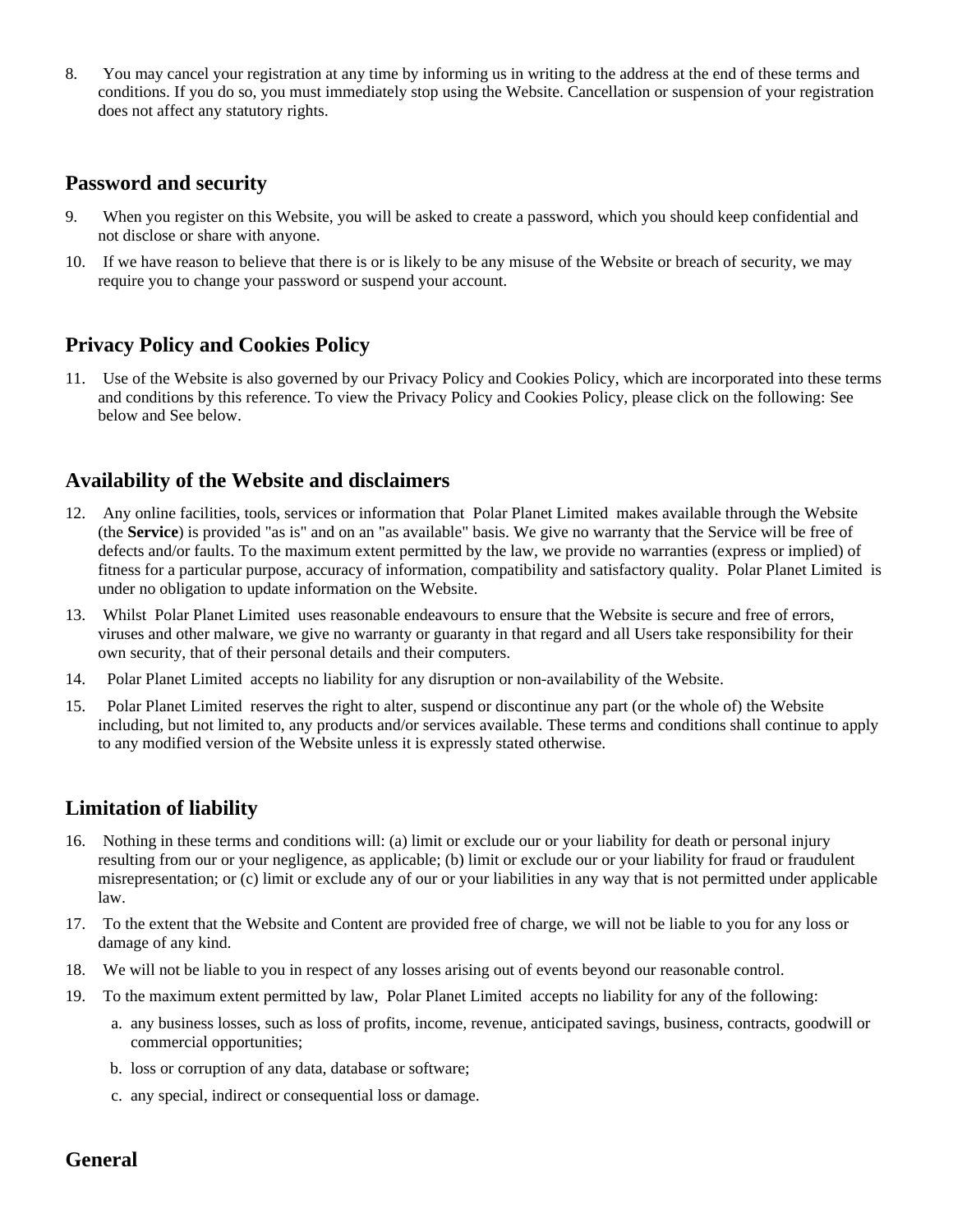8. You may cancel your registration at any time by informing us in writing to the address at the end of these terms and conditions. If you do so, you must immediately stop using the Website. Cancellation or suspension of your registration does not affect any statutory rights.

## Password and security

9. When you register on this Website, you will be asked to create a password, which you should keep confidential and not disclose or share with anyone.
10. If we have reason to believe that there is or is likely to be any misuse of the Website or breach of security, we may require you to change your password or suspend your account.

## Privacy Policy and Cookies Policy

11. Use of the Website is also governed by our Privacy Policy and Cookies Policy, which are incorporated into these terms and conditions by this reference. To view the Privacy Policy and Cookies Policy, please click on the following: See below and See below.

## Availability of the Website and disclaimers

12. Any online facilities, tools, services or information that Polar Planet Limited makes available through the Website (the **Service**) is provided "as is" and on an "as available" basis. We give no warranty that the Service will be free of defects and/or faults. To the maximum extent permitted by the law, we provide no warranties (express or implied) of fitness for a particular purpose, accuracy of information, compatibility and satisfactory quality. Polar Planet Limited is under no obligation to update information on the Website.
13. Whilst Polar Planet Limited uses reasonable endeavours to ensure that the Website is secure and free of errors, viruses and other malware, we give no warranty or guaranty in that regard and all Users take responsibility for their own security, that of their personal details and their computers.
14. Polar Planet Limited accepts no liability for any disruption or non-availability of the Website.
15. Polar Planet Limited reserves the right to alter, suspend or discontinue any part (or the whole of) the Website including, but not limited to, any products and/or services available. These terms and conditions shall continue to apply to any modified version of the Website unless it is expressly stated otherwise.

## Limitation of liability

16. Nothing in these terms and conditions will: (a) limit or exclude our or your liability for death or personal injury resulting from our or your negligence, as applicable; (b) limit or exclude our or your liability for fraud or fraudulent misrepresentation; or (c) limit or exclude any of our or your liabilities in any way that is not permitted under applicable law.
17. To the extent that the Website and Content are provided free of charge, we will not be liable to you for any loss or damage of any kind.
18. We will not be liable to you in respect of any losses arising out of events beyond our reasonable control.
19. To the maximum extent permitted by law, Polar Planet Limited accepts no liability for any of the following:
    a. any business losses, such as loss of profits, income, revenue, anticipated savings, business, contracts, goodwill or commercial opportunities;
    b. loss or corruption of any data, database or software;
    c. any special, indirect or consequential loss or damage.

## General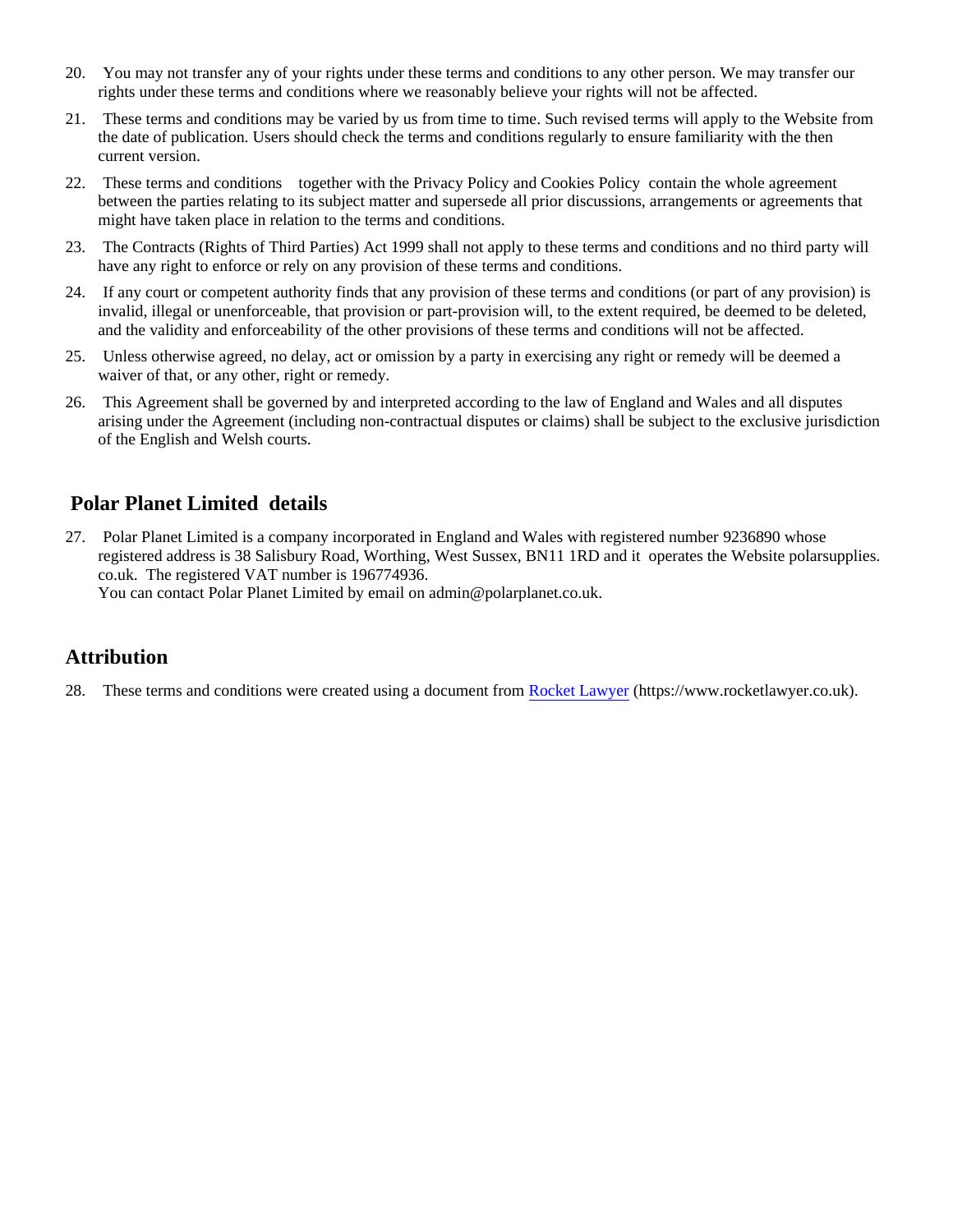20. You may not transfer any of your rights under these terms and conditions to any other person. We may transfer our rights under these terms and conditions where we reasonably believe your rights will not be affected.

21. These terms and conditions may be varied by us from time to time. Such revised terms will apply to the Website from the date of publication. Users should check the terms and conditions regularly to ensure familiarity with the then current version.

22. These terms and conditions together with the Privacy Policy and Cookies Policy contain the whole agreement between the parties relating to its subject matter and supersede all prior discussions, arrangements or agreements that might have taken place in relation to the terms and conditions.

23. The Contracts (Rights of Third Parties) Act 1999 shall not apply to these terms and conditions and no third party will have any right to enforce or rely on any provision of these terms and conditions.

24. If any court or competent authority finds that any provision of these terms and conditions (or part of any provision) is invalid, illegal or unenforceable, that provision or part-provision will, to the extent required, be deemed to be deleted, and the validity and enforceability of the other provisions of these terms and conditions will not be affected.

25. Unless otherwise agreed, no delay, act or omission by a party in exercising any right or remedy will be deemed a waiver of that, or any other, right or remedy.

26. This Agreement shall be governed by and interpreted according to the law of England and Wales and all disputes arising under the Agreement (including non-contractual disputes or claims) shall be subject to the exclusive jurisdiction of the English and Welsh courts.

## Polar Planet Limited details

27. Polar Planet Limited is a company incorporated in England and Wales with registered number 9236890 whose registered address is 38 Salisbury Road, Worthing, West Sussex, BN11 1RD and it operates the Website polarsupplies.co.uk. The registered VAT number is 196774936.
    You can contact Polar Planet Limited by email on admin@polarplanet.co.uk.

## Attribution

28. These terms and conditions were created using a document from Rocket Lawyer (https://www.rocketlawyer.co.uk).